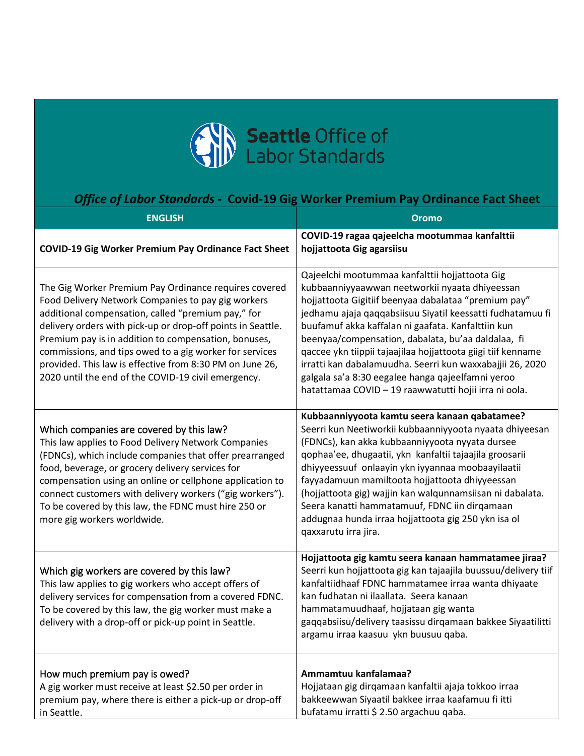Seattle Office of Labor Standards

# *Office of Labor Standards* - Covid-19 Gig Worker Premium Pay Ordinance Fact Sheet

| ENGLISH | Oromo |
|---|---|
| **COVID-19 Gig Worker Premium Pay Ordinance Fact Sheet** | **COVID-19 ragaa qajeelcha mootummaa kanfalttii hojjattoota Gig agarsiisu** |
| The Gig Worker Premium Pay Ordinance requires covered Food Delivery Network Companies to pay gig workers additional compensation, called "premium pay," for delivery orders with pick-up or drop-off points in Seattle. Premium pay is in addition to compensation, bonuses, commissions, and tips owed to a gig worker for services provided. This law is effective from 8:30 PM on June 26, 2020 until the end of the COVID-19 civil emergency. | Qajeelchi mootummaa kanfalttii hojjattoota Gig kubbaanniyyaawwan neetworkii nyaata dhiyeessan hojjattoota Gigitiif beenyaa dabalataa "premium pay" jedhamu ajaja qaqqabsiisuu Siyatil keessatti fudhatamuu fi buufamuf akka kaffalan ni gaafata. Kanfalttiin kun beenyaa/compensation, dabalata, bu'aa daldalaa, fi qaccee ykn tiippii tajaajilaa hojjattoota giigi tiif kenname irratti kan dabalamuudha. Seerri kun waxxabajjii 26, 2020 galgala sa'a 8:30 eegalee hanga qajeelfamni yeroo hatattamaa COVID – 19 raawwatutti hojii irra ni oola. |
| Which companies are covered by this law?<br>This law applies to Food Delivery Network Companies (FDNCs), which include companies that offer prearranged food, beverage, or grocery delivery services for compensation using an online or cellphone application to connect customers with delivery workers ("gig workers"). To be covered by this law, the FDNC must hire 250 or more gig workers worldwide. | **Kubbaanniyyoota kamtu seera kanaan qabatamee?**<br>Seerri kun Neetiworkii kubbaanniyyoota nyaata dhiyeesan (FDNCs), kan akka kubbaanniyyoota nyyata dursee qophaa'ee, dhugaatii, ykn kanfaltii tajaajila groosarii dhiyyeessuuf onlaayin ykn iyyannaa moobaayilaatii fayyadamuun mamiltoota hojjattoota dhiyyeessan (hojjattoota gig) wajjin kan walqunnamsiisan ni dabalata. Seera kanatti hammatamuuf, FDNC iin dirqamaan addugnaa hunda irraa hojjattoota gig 250 ykn isa ol qaxxarutu irra jira. |
| Which gig workers are covered by this law?<br>This law applies to gig workers who accept offers of delivery services for compensation from a covered FDNC. To be covered by this law, the gig worker must make a delivery with a drop-off or pick-up point in Seattle. | **Hojjattoota gig kamtu seera kanaan hammatamee jiraa?**<br>Seerri kun hojjattoota gig kan tajaajila buussuu/delivery tiif kanfaltiidhaaf FDNC hammatamee irraa wanta dhiyaate kan fudhatan ni ilaallata. Seera kanaan hammatamuudhaaf, hojjataan gig wanta gaqqabsiisu/delivery taasissu dirqamaan bakkee Siyaatilitti argamu irraa kaasuu ykn buusuu qaba. |
| How much premium pay is owed?<br>A gig worker must receive at least $2.50 per order in premium pay, where there is either a pick-up or drop-off in Seattle. | **Ammamtuu kanfalamaa?**<br>Hojjataan gig dirqamaan kanfaltii ajaja tokkoo irraa bakkeewwan Siyaatil bakkee irraa kaafamuu fi itti bufatamu irratti $ 2.50 argachuu qaba. |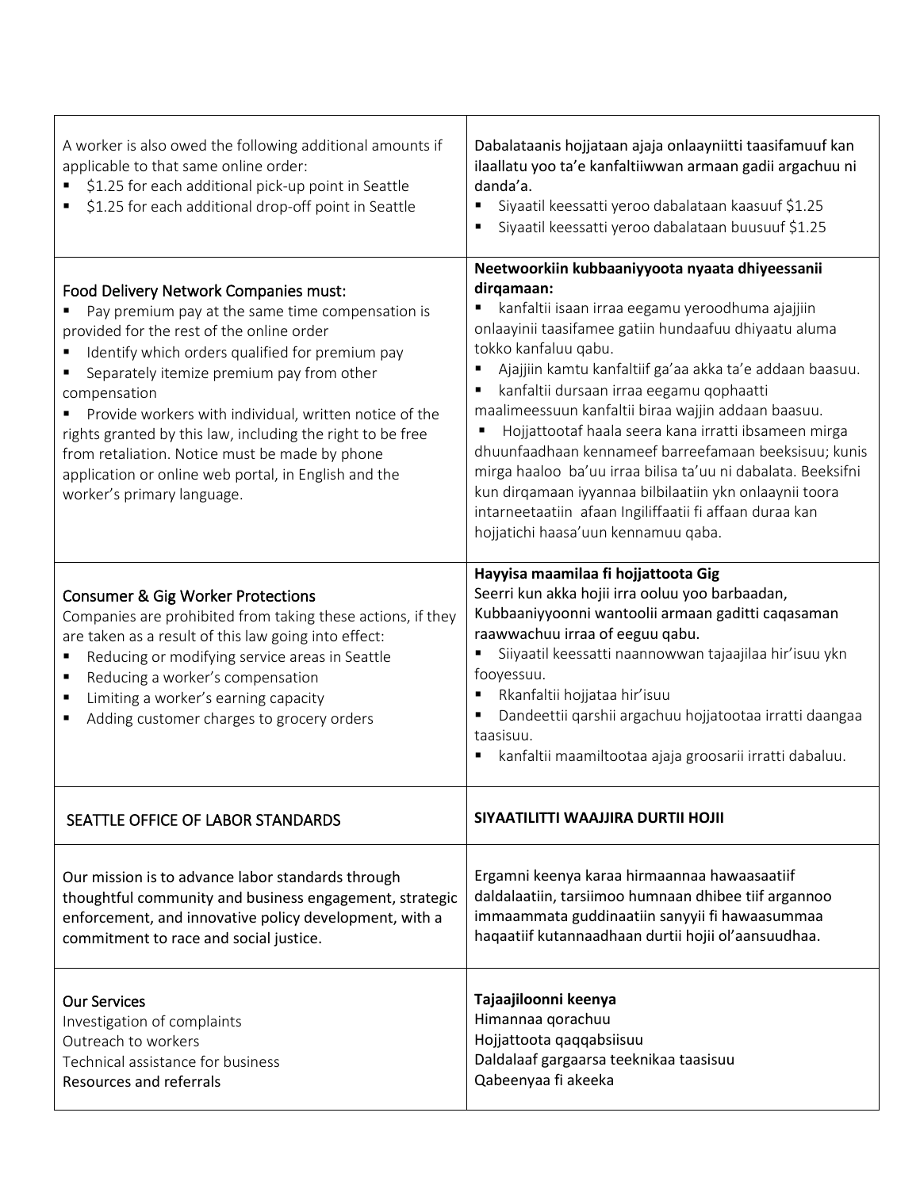| A worker is also owed the following additional amounts if applicable to that same online order:<br>▪ $1.25 for each additional pick-up point in Seattle<br>▪ $1.25 for each additional drop-off point in Seattle | Dabalataanis hojjataan ajaja onlaayniitti taasifamuuf kan ilaallatu yoo ta'e kanfaltiiwwan armaan gadii argachuu ni danda'a.<br>▪ Siyaatil keessatti yeroo dabalataan kaasuuf $1.25<br>▪ Siyaatil keessatti yeroo dabalataan buusuuf $1.25 |
|---|---|
| Food Delivery Network Companies must:<br>▪ Pay premium pay at the same time compensation is provided for the rest of the online order<br>▪ Identify which orders qualified for premium pay<br>▪ Separately itemize premium pay from other compensation<br>▪ Provide workers with individual, written notice of the rights granted by this law, including the right to be free from retaliation. Notice must be made by phone application or online web portal, in English and the worker's primary language. | **Neetwoorkiin kubbaaniyyoota nyaata dhiyeessanii dirqamaan:**<br>▪ kanfaltii isaan irraa eegamu yeroodhuma ajajjiin onlaayinii taasifamee gatiin hundaafuu dhiyaatu aluma tokko kanfaluu qabu.<br>▪ Ajajjiin kamtu kanfaltiif ga'aa akka ta'e addaan baasuu.<br>▪ kanfaltii dursaan irraa eegamu qophaatti maalimeessuun kanfaltii biraa wajjin addaan baasuu.<br>▪ Hojjattootaf haala seera kana irratti ibsameen mirga dhuunfaadhaan kennameef barreefamaan beeksisuu; kunis mirga haaloo ba'uu irraa bilisa ta'uu ni dabalata. Beeksifni kun dirqamaan iyyannaa bilbilaatiin ykn onlaaynii toora intarneetaatiin afaan Ingiliffaatii fi affaan duraa kan hojjatichi haasa'uun kennamuu qaba. |
| Consumer & Gig Worker Protections<br>Companies are prohibited from taking these actions, if they are taken as a result of this law going into effect:<br>▪ Reducing or modifying service areas in Seattle<br>▪ Reducing a worker's compensation<br>▪ Limiting a worker's earning capacity<br>▪ Adding customer charges to grocery orders | **Hayyisa maamilaa fi hojjattoota Gig**<br>Seerri kun akka hojii irra ooluu yoo barbaadan, Kubbaaniyyoonni wantoolii armaan gaditti caqasaman raawwachuu irraa of eeguu qabu.<br>▪ Siiyaatil keessatti naannowwan tajaajilaa hir'isuu ykn fooyessuu.<br>▪ Rkanfaltii hojjataa hir'isuu<br>▪ Dandeettii qarshii argachuu hojjatootaa irratti daangaa taasisuu.<br>▪ kanfaltii maamiltootaa ajaja groosarii irratti dabaluu. |
| SEATTLE OFFICE OF LABOR STANDARDS | **SIYAATILITTI WAAJJIRA DURTII HOJII** |
| Our mission is to advance labor standards through thoughtful community and business engagement, strategic enforcement, and innovative policy development, with a commitment to race and social justice. | Ergamni keenya karaa hirmaannaa hawaasaatiif daldalaatiin, tarsiimoo humnaan dhibee tiif argannoo immaammata guddinaatiin sanyyii fi hawaasummaa haqaatiif kutannaadhaan durtii hojii ol'aansuudhaa. |
| Our Services<br>Investigation of complaints<br>Outreach to workers<br>Technical assistance for business<br>Resources and referrals | **Tajaajiloonni keenya**<br>Himannaa qorachuu<br>Hojjattoota qaqqabsiisuu<br>Daldalaaf gargaarsa teeknikaa taasisuu<br>Qabeenyaa fi akeeka |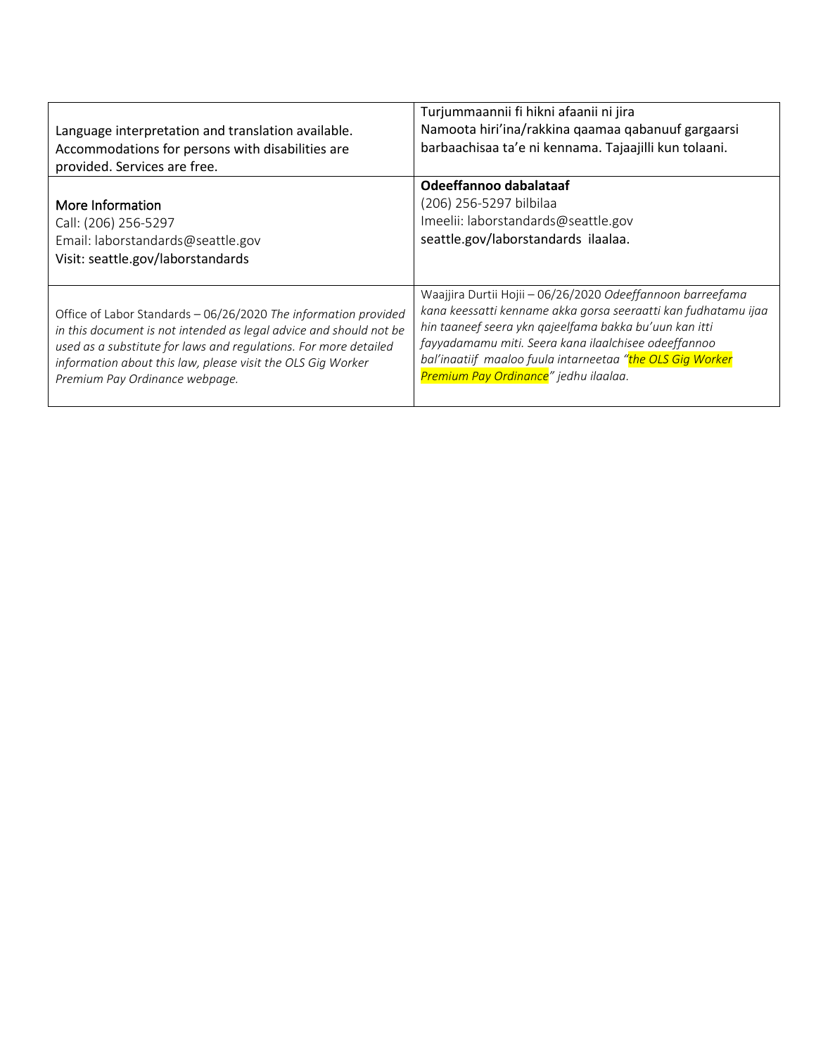| | |
|---|---|
| Language interpretation and translation available. Accommodations for persons with disabilities are provided. Services are free. | Turjummaannii fi hikni afaanii ni jira Namoota hiri'ina/rakkina qaamaa qabanuuf gargaarsi barbaachisaa ta'e ni kennama. Tajaajilli kun tolaani. |
| More Information<br>Call: (206) 256-5297<br>Email: laborstandards@seattle.gov<br>Visit: seattle.gov/laborstandards | **Odeeffannoo dabalataaf**<br>(206) 256-5297 bilbilaa<br>Imeelii: laborstandards@seattle.gov<br>seattle.gov/laborstandards ilaalaa. |
| Office of Labor Standards – 06/26/2020 *The information provided in this document is not intended as legal advice and should not be used as a substitute for laws and regulations. For more detailed information about this law, please visit the OLS Gig Worker Premium Pay Ordinance webpage.* | Waajjira Durtii Hojii – 06/26/2020 *Odeeffannoon barreefama kana keessatti kenname akka gorsa seeraatti kan fudhatamu ijaa hin taaneef seera ykn qajeelfama bakka bu'uun kan itti fayyadamamu miti. Seera kana ilaalchisee odeeffannoo bal'inaatiif maaloo fuula intarneetaa "the OLS Gig Worker Premium Pay Ordinance" jedhu ilaalaa.* |